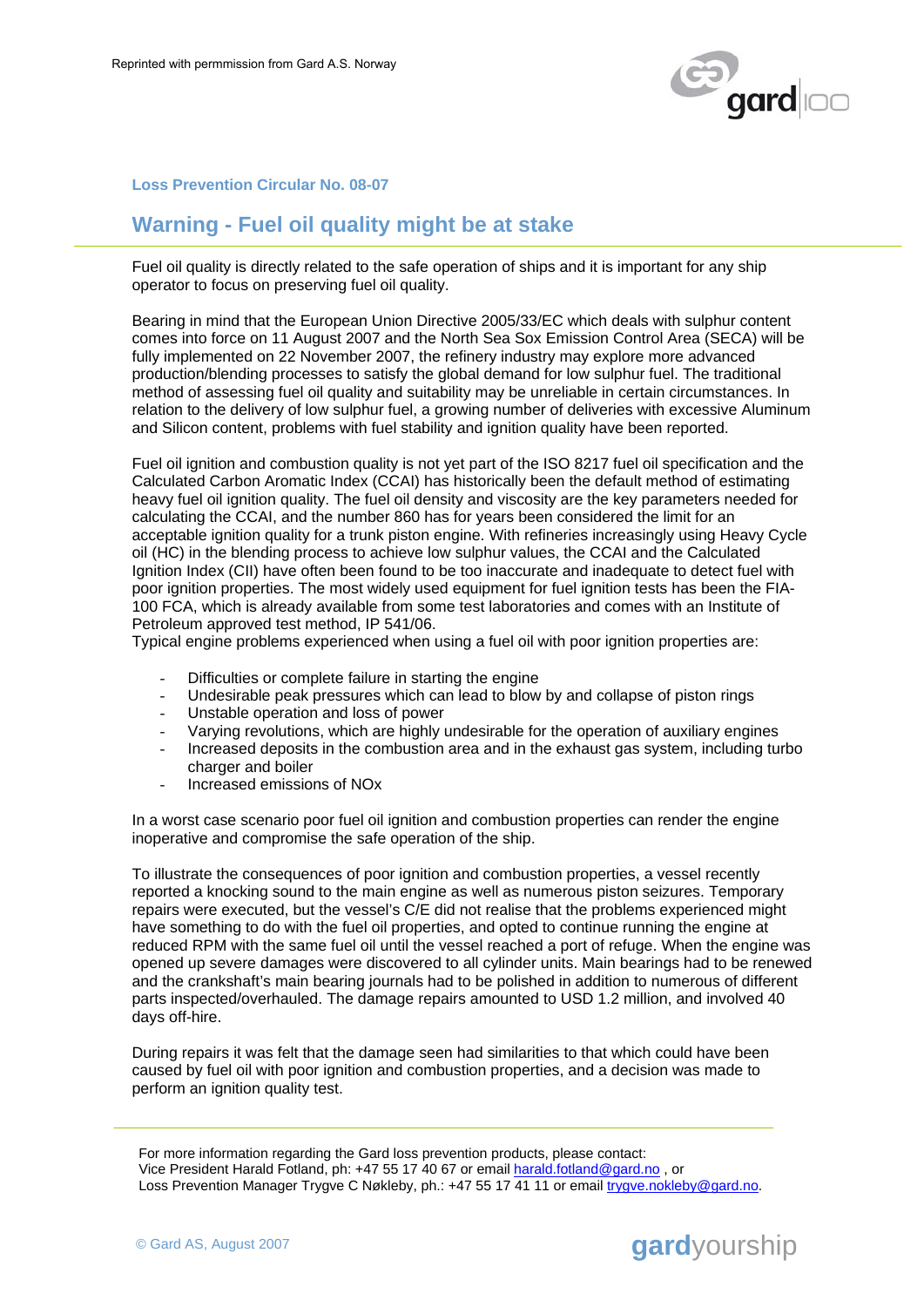Reprinted with permmission from Gard A.S. Norway

### Loss Prevention Circular No. 08-07

# Warning - Fuel oil quality might be at stake

Fuel oil quality is directly related to the safe operation of ships and it is important for any ship operator to focus on preserving fuel oil quality.

Bearing in mind that the European Union Directive 2005/33/EC which deals with sulphur content comes into force on 11 August 2007 and the North Sea Sox Emission Control Area (SECA) will be fully implemented on 22 November 2007, the refinery industry may explore more advanced production/blending processes to satisfy the global demand for low sulphur fuel. The traditional method of assessing fuel oil quality and suitability may be unreliable in certain circumstances. In relation to the delivery of low sulphur fuel, a growing number of deliveries with excessive Aluminum and Silicon content, problems with fuel stability and ignition quality have been reported.

Fuel oil ignition and combustion quality is not yet part of the ISO 8217 fuel oil specification and the Calculated Carbon Aromatic Index (CCAI) has historically been the default method of estimating heavy fuel oil ignition quality. The fuel oil density and viscosity are the key parameters needed for calculating the CCAI, and the number 860 has for years been considered the limit for an acceptable ignition quality for a trunk piston engine. With refineries increasingly using Heavy Cycle oil (HC) in the blending process to achieve low sulphur values, the CCAI and the Calculated Ignition Index (CII) have often been found to be too inaccurate and inadequate to detect fuel with poor ignition properties. The most widely used equipment for fuel ignition tests has been the FIA-100 FCA, which is already available from some test laboratories and comes with an Institute of Petroleum approved test method, IP 541/06.
Typical engine problems experienced when using a fuel oil with poor ignition properties are:

- Difficulties or complete failure in starting the engine
- Undesirable peak pressures which can lead to blow by and collapse of piston rings
- Unstable operation and loss of power
- Varying revolutions, which are highly undesirable for the operation of auxiliary engines
- Increased deposits in the combustion area and in the exhaust gas system, including turbo charger and boiler
- Increased emissions of NOx

In a worst case scenario poor fuel oil ignition and combustion properties can render the engine inoperative and compromise the safe operation of the ship.

To illustrate the consequences of poor ignition and combustion properties, a vessel recently reported a knocking sound to the main engine as well as numerous piston seizures. Temporary repairs were executed, but the vessel's C/E did not realise that the problems experienced might have something to do with the fuel oil properties, and opted to continue running the engine at reduced RPM with the same fuel oil until the vessel reached a port of refuge. When the engine was opened up severe damages were discovered to all cylinder units. Main bearings had to be renewed and the crankshaft's main bearing journals had to be polished in addition to numerous of different parts inspected/overhauled. The damage repairs amounted to USD 1.2 million, and involved 40 days off-hire.

During repairs it was felt that the damage seen had similarities to that which could have been caused by fuel oil with poor ignition and combustion properties, and a decision was made to perform an ignition quality test.

---

For more information regarding the Gard loss prevention products, please contact:
Vice President Harald Fotland, ph: +47 55 17 40 67 or email harald.fotland@gard.no , or
Loss Prevention Manager Trygve C Nøkleby, ph.: +47 55 17 41 11 or email trygve.nokleby@gard.no.

© Gard AS, August 2007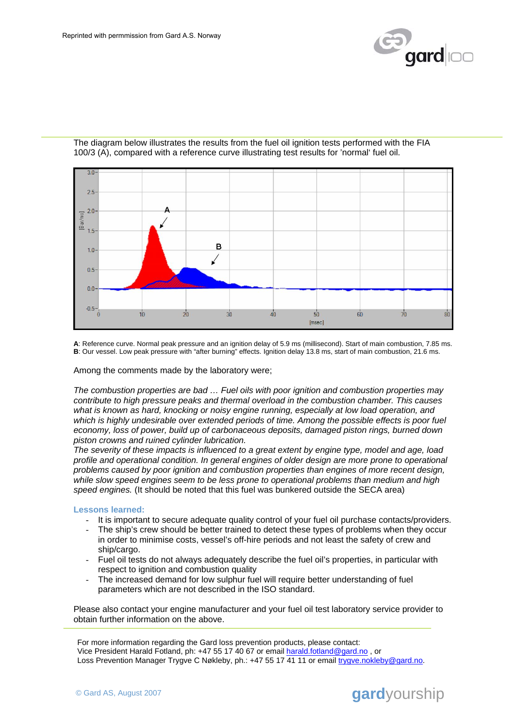Reprinted with permmission from Gard A.S. Norway

The diagram below illustrates the results from the fuel oil ignition tests performed with the FIA 100/3 (A), compared with a reference curve illustrating test results for 'normal' fuel oil.

[Bar/ms]
3.0
2.5
2.0
1.5
1.0
0.5
0.0
-0.5
0 10 20 30 40 50 60 70 80
[msec]
A
B

**A**: Reference curve. Normal peak pressure and an ignition delay of 5.9 ms (millisecond). Start of main combustion, 7.85 ms.
**B**: Our vessel. Low peak pressure with "after burning" effects. Ignition delay 13.8 ms, start of main combustion, 21.6 ms.

Among the comments made by the laboratory were;

*The combustion properties are bad … Fuel oils with poor ignition and combustion properties may contribute to high pressure peaks and thermal overload in the combustion chamber. This causes what is known as hard, knocking or noisy engine running, especially at low load operation, and which is highly undesirable over extended periods of time. Among the possible effects is poor fuel economy, loss of power, build up of carbonaceous deposits, damaged piston rings, burned down piston crowns and ruined cylinder lubrication.*
*The severity of these impacts is influenced to a great extent by engine type, model and age, load profile and operational condition. In general engines of older design are more prone to operational problems caused by poor ignition and combustion properties than engines of more recent design, while slow speed engines seem to be less prone to operational problems than medium and high speed engines.* (It should be noted that this fuel was bunkered outside the SECA area)

**Lessons learned:**

- It is important to secure adequate quality control of your fuel oil purchase contacts/providers.
- The ship's crew should be better trained to detect these types of problems when they occur in order to minimise costs, vessel's off-hire periods and not least the safety of crew and ship/cargo.
- Fuel oil tests do not always adequately describe the fuel oil's properties, in particular with respect to ignition and combustion quality
- The increased demand for low sulphur fuel will require better understanding of fuel parameters which are not described in the ISO standard.

Please also contact your engine manufacturer and your fuel oil test laboratory service provider to obtain further information on the above.

For more information regarding the Gard loss prevention products, please contact:
Vice President Harald Fotland, ph: +47 55 17 40 67 or email harald.fotland@gard.no , or
Loss Prevention Manager Trygve C Nøkleby, ph.: +47 55 17 41 11 or email trygve.nokleby@gard.no.

© Gard AS, August 2007